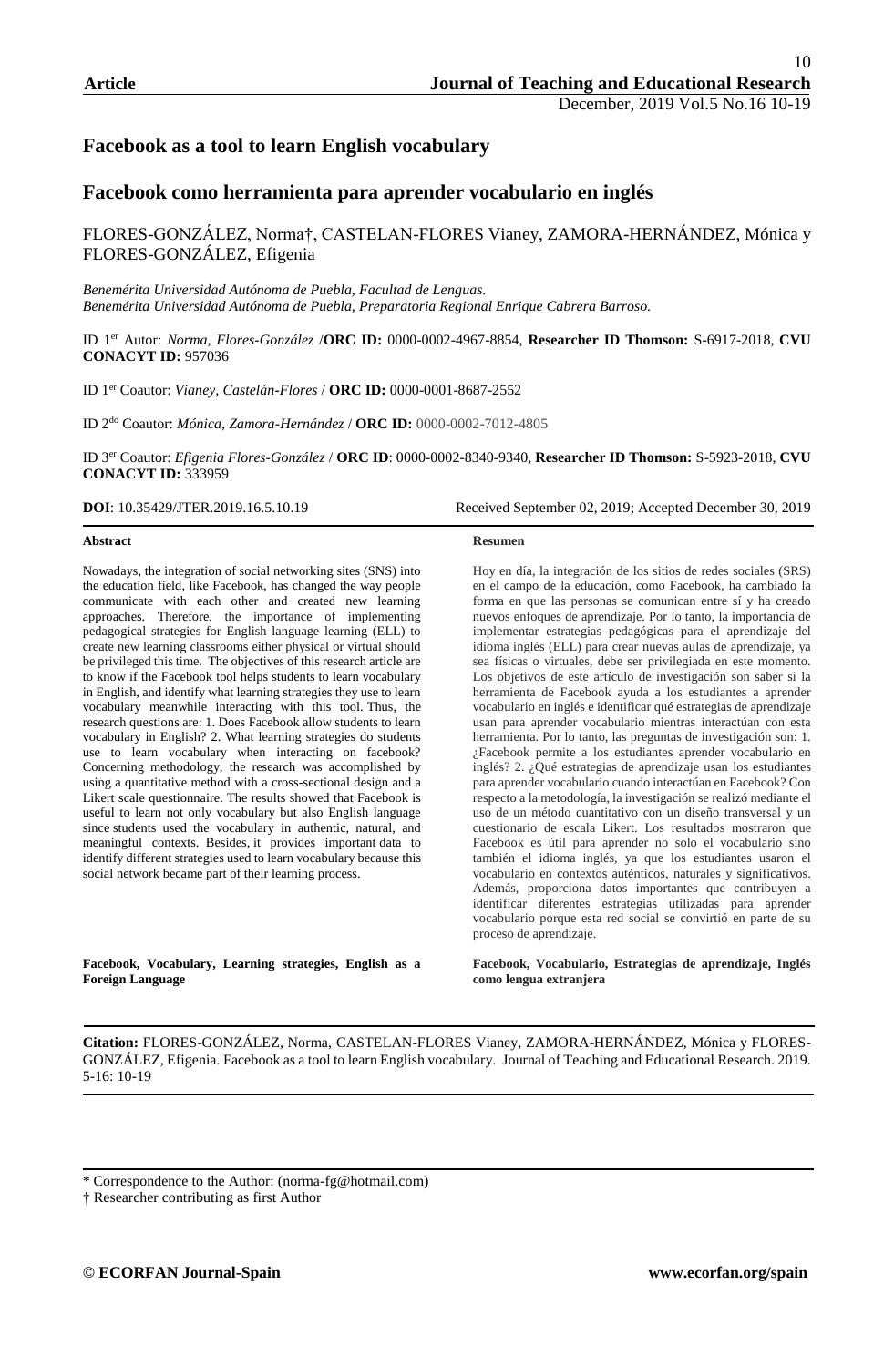**Article**

# Facebook as a tool to learn English vocabulary

# Facebook como herramienta para aprender vocabulario en inglés

FLORES-GONZÁLEZ, Norma†, CASTELAN-FLORES Vianey, ZAMORA-HERNÁNDEZ, Mónica y FLORES-GONZÁLEZ, Efigenia

*Benemérita Universidad Autónoma de Puebla, Facultad de Lenguas.*
*Benemérita Universidad Autónoma de Puebla, Preparatoria Regional Enrique Cabrera Barroso.*

ID 1er Autor: *Norma, Flores-González* /**ORC ID:** 0000-0002-4967-8854, **Researcher ID Thomson:** S-6917-2018, **CVU CONACYT ID:** 957036

ID 1er Coautor: *Vianey, Castelán-Flores* / **ORC ID:** 0000-0001-8687-2552

ID 2do Coautor: *Mónica, Zamora-Hernández* / **ORC ID:** 0000-0002-7012-4805

ID 3er Coautor: *Efigenia Flores-González* / **ORC ID**: 0000-0002-8340-9340, **Researcher ID Thomson:** S-5923-2018, **CVU CONACYT ID:** 333959

**DOI**: 10.35429/JTER.2019.16.5.10.19 Received September 02, 2019; Accepted December 30, 2019

**Abstract**

Nowadays, the integration of social networking sites (SNS) into the education field, like Facebook, has changed the way people communicate with each other and created new learning approaches. Therefore, the importance of implementing pedagogical strategies for English language learning (ELL) to create new learning classrooms either physical or virtual should be privileged this time. The objectives of this research article are to know if the Facebook tool helps students to learn vocabulary in English, and identify what learning strategies they use to learn vocabulary meanwhile interacting with this tool. Thus, the research questions are: 1. Does Facebook allow students to learn vocabulary in English? 2. What learning strategies do students use to learn vocabulary when interacting on facebook? Concerning methodology, the research was accomplished by using a quantitative method with a cross-sectional design and a Likert scale questionnaire. The results showed that Facebook is useful to learn not only vocabulary but also English language since students used the vocabulary in authentic, natural, and meaningful contexts. Besides, it provides important data to identify different strategies used to learn vocabulary because this social network became part of their learning process.

**Facebook, Vocabulary, Learning strategies, English as a Foreign Language**

**Resumen**

Hoy en día, la integración de los sitios de redes sociales (SRS) en el campo de la educación, como Facebook, ha cambiado la forma en que las personas se comunican entre sí y ha creado nuevos enfoques de aprendizaje. Por lo tanto, la importancia de implementar estrategias pedagógicas para el aprendizaje del idioma inglés (ELL) para crear nuevas aulas de aprendizaje, ya sea físicas o virtuales, debe ser privilegiada en este momento. Los objetivos de este artículo de investigación son saber si la herramienta de Facebook ayuda a los estudiantes a aprender vocabulario en inglés e identificar qué estrategias de aprendizaje usan para aprender vocabulario mientras interactúan con esta herramienta. Por lo tanto, las preguntas de investigación son: 1. ¿Facebook permite a los estudiantes aprender vocabulario en inglés? 2. ¿Qué estrategias de aprendizaje usan los estudiantes para aprender vocabulario cuando interactúan en Facebook? Con respecto a la metodología, la investigación se realizó mediante el uso de un método cuantitativo con un diseño transversal y un cuestionario de escala Likert. Los resultados mostraron que Facebook es útil para aprender no solo el vocabulario sino también el idioma inglés, ya que los estudiantes usaron el vocabulario en contextos auténticos, naturales y significativos. Además, proporciona datos importantes que contribuyen a identificar diferentes estrategias utilizadas para aprender vocabulario porque esta red social se convirtió en parte de su proceso de aprendizaje.

**Facebook, Vocabulario, Estrategias de aprendizaje, Inglés como lengua extranjera**

**Citation:** FLORES-GONZÁLEZ, Norma, CASTELAN-FLORES Vianey, ZAMORA-HERNÁNDEZ, Mónica y FLORES-GONZÁLEZ, Efigenia. Facebook as a tool to learn English vocabulary. Journal of Teaching and Educational Research. 2019. 5-16: 10-19

* Correspondence to the Author: (norma-fg@hotmail.com)
† Researcher contributing as first Author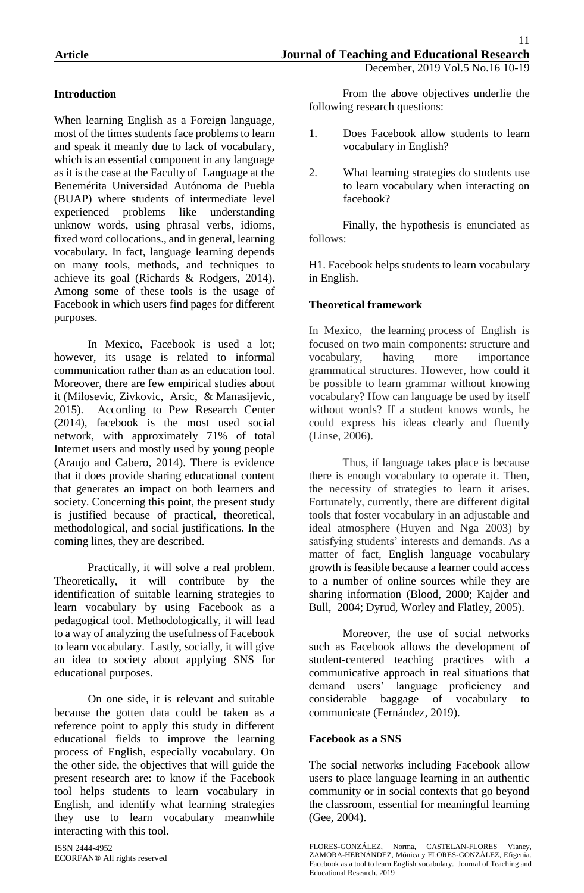## Introduction

When learning English as a Foreign language, most of the times students face problems to learn and speak it meanly due to lack of vocabulary, which is an essential component in any language as it is the case at the Faculty of Language at the Benemérita Universidad Autónoma de Puebla (BUAP) where students of intermediate level experienced problems like understanding unknow words, using phrasal verbs, idioms, fixed word collocations., and in general, learning vocabulary. In fact, language learning depends on many tools, methods, and techniques to achieve its goal (Richards & Rodgers, 2014). Among some of these tools is the usage of Facebook in which users find pages for different purposes.

In Mexico, Facebook is used a lot; however, its usage is related to informal communication rather than as an education tool. Moreover, there are few empirical studies about it (Milosevic, Zivkovic, Arsic, & Manasijevic, 2015). According to Pew Research Center (2014), facebook is the most used social network, with approximately 71% of total Internet users and mostly used by young people (Araujo and Cabero, 2014). There is evidence that it does provide sharing educational content that generates an impact on both learners and society. Concerning this point, the present study is justified because of practical, theoretical, methodological, and social justifications. In the coming lines, they are described.

Practically, it will solve a real problem. Theoretically, it will contribute by the identification of suitable learning strategies to learn vocabulary by using Facebook as a pedagogical tool. Methodologically, it will lead to a way of analyzing the usefulness of Facebook to learn vocabulary. Lastly, socially, it will give an idea to society about applying SNS for educational purposes.

On one side, it is relevant and suitable because the gotten data could be taken as a reference point to apply this study in different educational fields to improve the learning process of English, especially vocabulary. On the other side, the objectives that will guide the present research are: to know if the Facebook tool helps students to learn vocabulary in English, and identify what learning strategies they use to learn vocabulary meanwhile interacting with this tool.

From the above objectives underlie the following research questions:

1. Does Facebook allow students to learn vocabulary in English?

2. What learning strategies do students use to learn vocabulary when interacting on facebook?

Finally, the hypothesis is enunciated as follows:

H1. Facebook helps students to learn vocabulary in English.

## Theoretical framework

In Mexico, the learning process of English is focused on two main components: structure and vocabulary, having more importance grammatical structures. However, how could it be possible to learn grammar without knowing vocabulary? How can language be used by itself without words? If a student knows words, he could express his ideas clearly and fluently (Linse, 2006).

Thus, if language takes place is because there is enough vocabulary to operate it. Then, the necessity of strategies to learn it arises. Fortunately, currently, there are different digital tools that foster vocabulary in an adjustable and ideal atmosphere (Huyen and Nga 2003) by satisfying students' interests and demands. As a matter of fact, English language vocabulary growth is feasible because a learner could access to a number of online sources while they are sharing information (Blood, 2000; Kajder and Bull, 2004; Dyrud, Worley and Flatley, 2005).

Moreover, the use of social networks such as Facebook allows the development of student-centered teaching practices with a communicative approach in real situations that demand users' language proficiency and considerable baggage of vocabulary to communicate (Fernández, 2019).

## Facebook as a SNS

The social networks including Facebook allow users to place language learning in an authentic community or in social contexts that go beyond the classroom, essential for meaningful learning (Gee, 2004).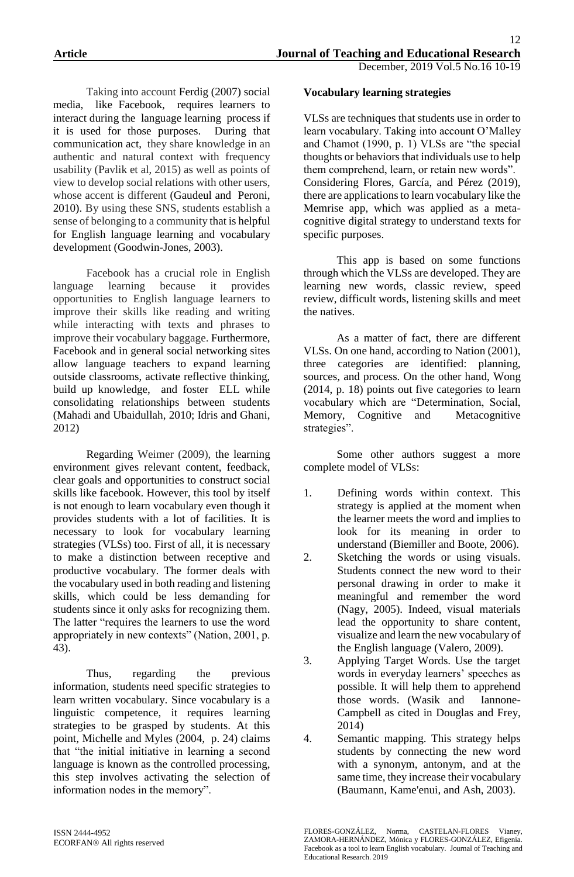Taking into account Ferdig (2007) social media, like Facebook, requires learners to interact during the language learning process if it is used for those purposes. During that communication act, they share knowledge in an authentic and natural context with frequency usability (Pavlik et al, 2015) as well as points of view to develop social relations with other users, whose accent is different (Gaudeul and Peroni, 2010). By using these SNS, students establish a sense of belonging to a community that is helpful for English language learning and vocabulary development (Goodwin-Jones, 2003).

Facebook has a crucial role in English language learning because it provides opportunities to English language learners to improve their skills like reading and writing while interacting with texts and phrases to improve their vocabulary baggage. Furthermore, Facebook and in general social networking sites allow language teachers to expand learning outside classrooms, activate reflective thinking, build up knowledge, and foster ELL while consolidating relationships between students (Mahadi and Ubaidullah, 2010; Idris and Ghani, 2012)

Regarding Weimer (2009), the learning environment gives relevant content, feedback, clear goals and opportunities to construct social skills like facebook. However, this tool by itself is not enough to learn vocabulary even though it provides students with a lot of facilities. It is necessary to look for vocabulary learning strategies (VLSs) too. First of all, it is necessary to make a distinction between receptive and productive vocabulary. The former deals with the vocabulary used in both reading and listening skills, which could be less demanding for students since it only asks for recognizing them. The latter "requires the learners to use the word appropriately in new contexts" (Nation, 2001, p. 43).

Thus, regarding the previous information, students need specific strategies to learn written vocabulary. Since vocabulary is a linguistic competence, it requires learning strategies to be grasped by students. At this point, Michelle and Myles (2004, p. 24) claims that "the initial initiative in learning a second language is known as the controlled processing, this step involves activating the selection of information nodes in the memory".

**Vocabulary learning strategies**

VLSs are techniques that students use in order to learn vocabulary. Taking into account O'Malley and Chamot (1990, p. 1) VLSs are "the special thoughts or behaviors that individuals use to help them comprehend, learn, or retain new words". Considering Flores, García, and Pérez (2019), there are applications to learn vocabulary like the Memrise app, which was applied as a meta-cognitive digital strategy to understand texts for specific purposes.

This app is based on some functions through which the VLSs are developed. They are learning new words, classic review, speed review, difficult words, listening skills and meet the natives.

As a matter of fact, there are different VLSs. On one hand, according to Nation (2001), three categories are identified: planning, sources, and process. On the other hand, Wong (2014, p. 18) points out five categories to learn vocabulary which are "Determination, Social, Memory, Cognitive and Metacognitive strategies".

Some other authors suggest a more complete model of VLSs:

1. Defining words within context. This strategy is applied at the moment when the learner meets the word and implies to look for its meaning in order to understand (Biemiller and Boote, 2006).
2. Sketching the words or using visuals. Students connect the new word to their personal drawing in order to make it meaningful and remember the word (Nagy, 2005). Indeed, visual materials lead the opportunity to share content, visualize and learn the new vocabulary of the English language (Valero, 2009).
3. Applying Target Words. Use the target words in everyday learners' speeches as possible. It will help them to apprehend those words. (Wasik and Iannone-Campbell as cited in Douglas and Frey, 2014)
4. Semantic mapping. This strategy helps students by connecting the new word with a synonym, antonym, and at the same time, they increase their vocabulary (Baumann, Kame'enui, and Ash, 2003).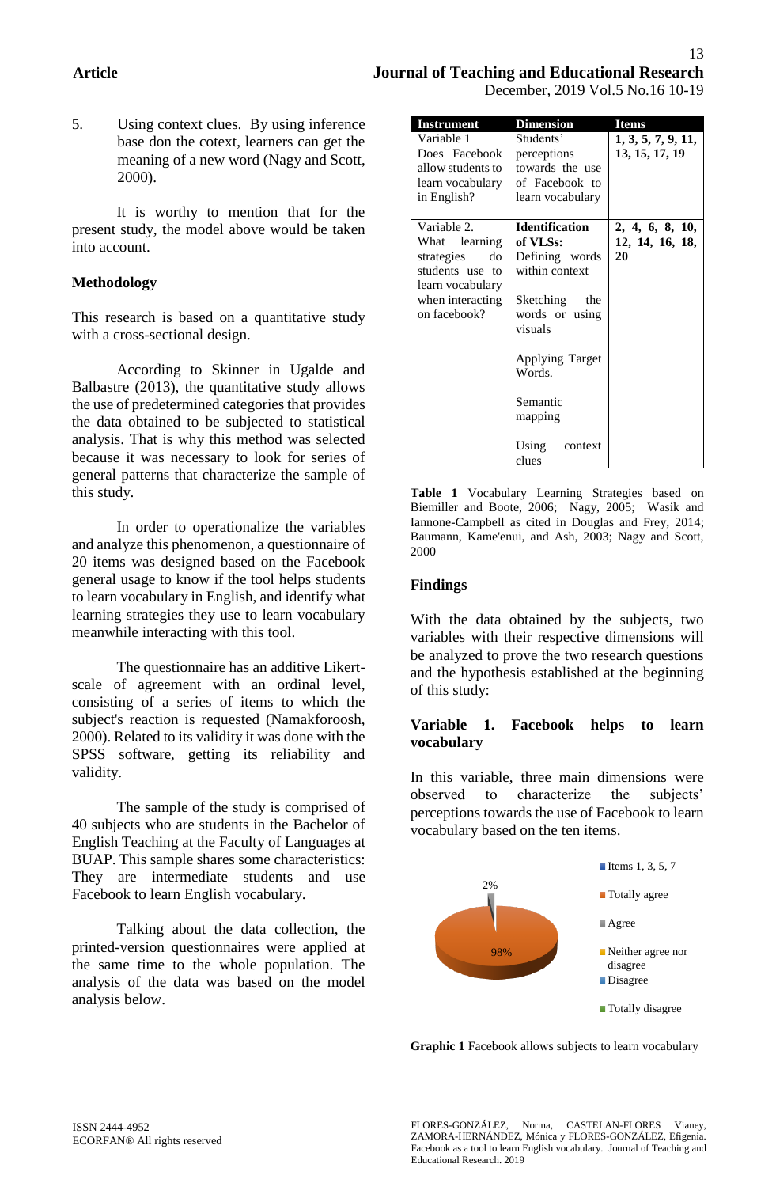5. Using context clues. By using inference base don the cotext, learners can get the meaning of a new word (Nagy and Scott, 2000).

It is worthy to mention that for the present study, the model above would be taken into account.

## Methodology

This research is based on a quantitative study with a cross-sectional design.

According to Skinner in Ugalde and Balbastre (2013), the quantitative study allows the use of predetermined categories that provides the data obtained to be subjected to statistical analysis. That is why this method was selected because it was necessary to look for series of general patterns that characterize the sample of this study.

In order to operationalize the variables and analyze this phenomenon, a questionnaire of 20 items was designed based on the Facebook general usage to know if the tool helps students to learn vocabulary in English, and identify what learning strategies they use to learn vocabulary meanwhile interacting with this tool.

The questionnaire has an additive Likert-scale of agreement with an ordinal level, consisting of a series of items to which the subject's reaction is requested (Namakforoosh, 2000). Related to its validity it was done with the SPSS software, getting its reliability and validity.

The sample of the study is comprised of 40 subjects who are students in the Bachelor of English Teaching at the Faculty of Languages at BUAP. This sample shares some characteristics: They are intermediate students and use Facebook to learn English vocabulary.

Talking about the data collection, the printed-version questionnaires were applied at the same time to the whole population. The analysis of the data was based on the model analysis below.

| Instrument | Dimension | Items |
|---|---|---|
| Variable 1 Does Facebook allow students to learn vocabulary in English? | Students' perceptions towards the use of Facebook to learn vocabulary | **1, 3, 5, 7, 9, 11, 13, 15, 17, 19** |
| Variable 2. What learning strategies do students use to learn vocabulary when interacting on facebook? | **Identification of VLSs:** Defining words within context<br><br>Sketching the words or using visuals<br><br>Applying Target Words.<br><br>Semantic mapping<br><br>Using context clues | **2, 4, 6, 8, 10, 12, 14, 16, 18, 20** |

**Table 1** Vocabulary Learning Strategies based on Biemiller and Boote, 2006; Nagy, 2005; Wasik and Iannone-Campbell as cited in Douglas and Frey, 2014; Baumann, Kame'enui, and Ash, 2003; Nagy and Scott, 2000

## Findings

With the data obtained by the subjects, two variables with their respective dimensions will be analyzed to prove the two research questions and the hypothesis established at the beginning of this study:

### Variable 1. Facebook helps to learn vocabulary

In this variable, three main dimensions were observed to characterize the subjects' perceptions towards the use of Facebook to learn vocabulary based on the ten items.

Items 1, 3, 5, 7

Totally agree: 98%
Agree: 2%
Neither agree nor disagree
Disagree
Totally disagree

**Graphic 1** Facebook allows subjects to learn vocabulary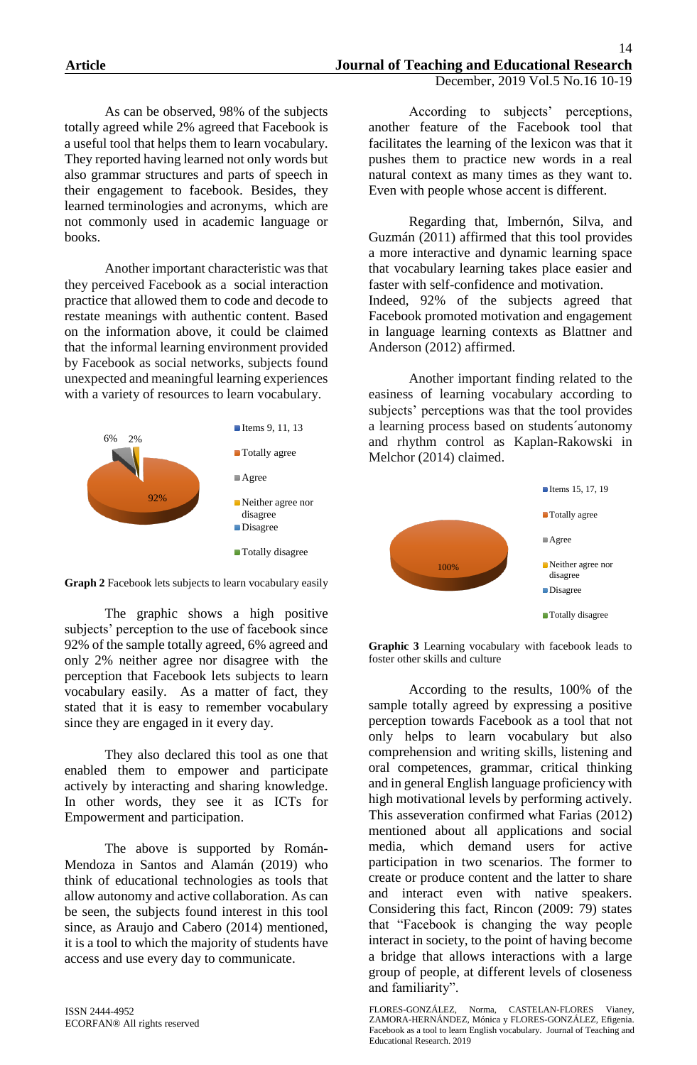As can be observed, 98% of the subjects totally agreed while 2% agreed that Facebook is a useful tool that helps them to learn vocabulary. They reported having learned not only words but also grammar structures and parts of speech in their engagement to facebook. Besides, they learned terminologies and acronyms, which are not commonly used in academic language or books.

Another important characteristic was that they perceived Facebook as a social interaction practice that allowed them to code and decode to restate meanings with authentic content. Based on the information above, it could be claimed that the informal learning environment provided by Facebook as social networks, subjects found unexpected and meaningful learning experiences with a variety of resources to learn vocabulary.

**Graph 2** Facebook lets subjects to learn vocabulary easily

The graphic shows a high positive subjects' perception to the use of facebook since 92% of the sample totally agreed, 6% agreed and only 2% neither agree nor disagree with the perception that Facebook lets subjects to learn vocabulary easily. As a matter of fact, they stated that it is easy to remember vocabulary since they are engaged in it every day.

They also declared this tool as one that enabled them to empower and participate actively by interacting and sharing knowledge. In other words, they see it as ICTs for Empowerment and participation.

The above is supported by Román-Mendoza in Santos and Alamán (2019) who think of educational technologies as tools that allow autonomy and active collaboration. As can be seen, the subjects found interest in this tool since, as Araujo and Cabero (2014) mentioned, it is a tool to which the majority of students have access and use every day to communicate.

According to subjects' perceptions, another feature of the Facebook tool that facilitates the learning of the lexicon was that it pushes them to practice new words in a real natural context as many times as they want to. Even with people whose accent is different.

Regarding that, Imbernón, Silva, and Guzmán (2011) affirmed that this tool provides a more interactive and dynamic learning space that vocabulary learning takes place easier and faster with self-confidence and motivation.
Indeed, 92% of the subjects agreed that Facebook promoted motivation and engagement in language learning contexts as Blattner and Anderson (2012) affirmed.

Another important finding related to the easiness of learning vocabulary according to subjects' perceptions was that the tool provides a learning process based on students´autonomy and rhythm control as Kaplan-Rakowski in Melchor (2014) claimed.

**Graphic 3** Learning vocabulary with facebook leads to foster other skills and culture

According to the results, 100% of the sample totally agreed by expressing a positive perception towards Facebook as a tool that not only helps to learn vocabulary but also comprehension and writing skills, listening and oral competences, grammar, critical thinking and in general English language proficiency with high motivational levels by performing actively. This asseveration confirmed what Farias (2012) mentioned about all applications and social media, which demand users for active participation in two scenarios. The former to create or produce content and the latter to share and interact even with native speakers. Considering this fact, Rincon (2009: 79) states that "Facebook is changing the way people interact in society, to the point of having become a bridge that allows interactions with a large group of people, at different levels of closeness and familiarity".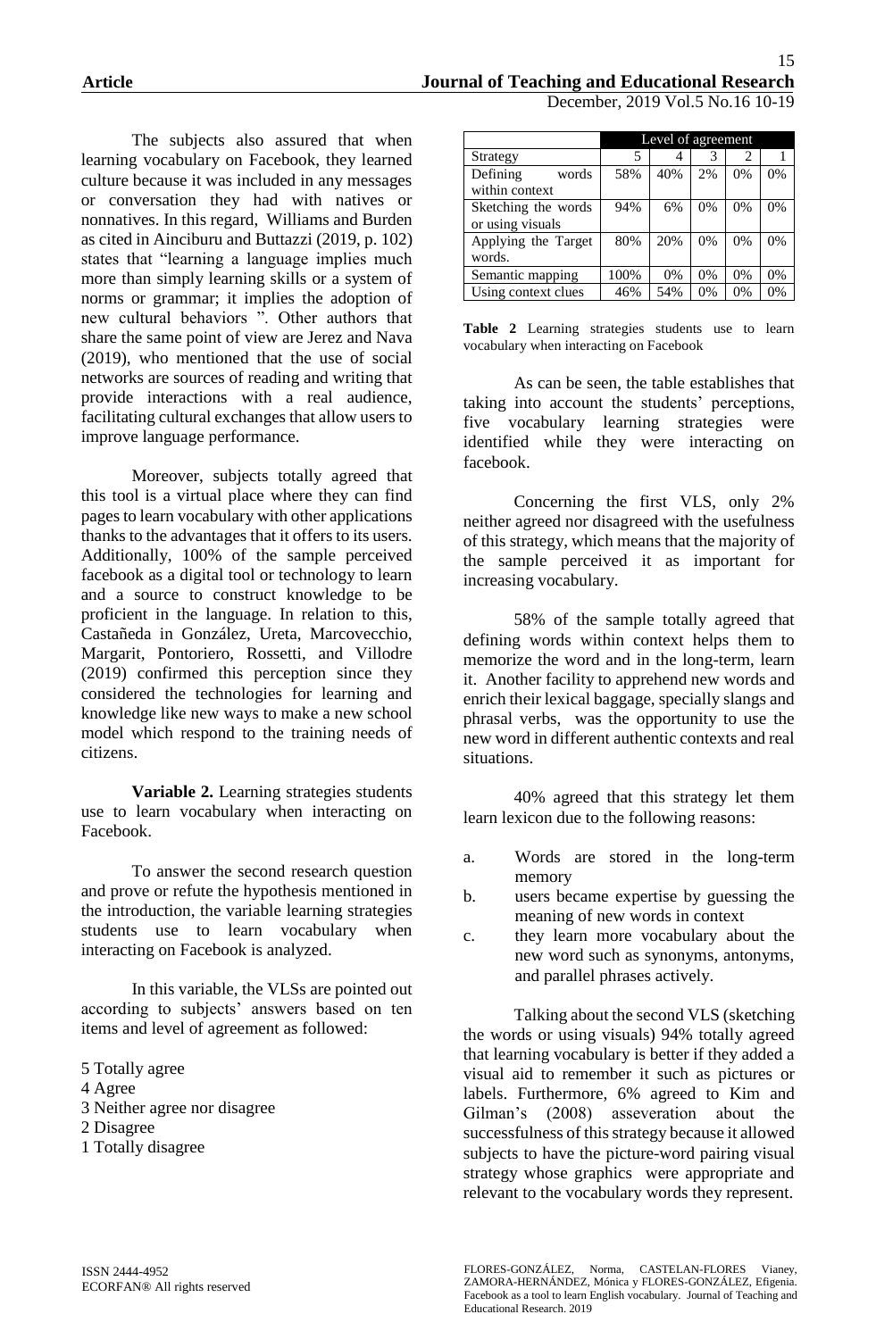The subjects also assured that when learning vocabulary on Facebook, they learned culture because it was included in any messages or conversation they had with natives or nonnatives. In this regard, Williams and Burden as cited in Ainciburu and Buttazzi (2019, p. 102) states that "learning a language implies much more than simply learning skills or a system of norms or grammar; it implies the adoption of new cultural behaviors ". Other authors that share the same point of view are Jerez and Nava (2019), who mentioned that the use of social networks are sources of reading and writing that provide interactions with a real audience, facilitating cultural exchanges that allow users to improve language performance.

Moreover, subjects totally agreed that this tool is a virtual place where they can find pages to learn vocabulary with other applications thanks to the advantages that it offers to its users. Additionally, 100% of the sample perceived facebook as a digital tool or technology to learn and a source to construct knowledge to be proficient in the language. In relation to this, Castañeda in González, Ureta, Marcovecchio, Margarit, Pontoriero, Rossetti, and Villodre (2019) confirmed this perception since they considered the technologies for learning and knowledge like new ways to make a new school model which respond to the training needs of citizens.

**Variable 2.** Learning strategies students use to learn vocabulary when interacting on Facebook.

To answer the second research question and prove or refute the hypothesis mentioned in the introduction, the variable learning strategies students use to learn vocabulary when interacting on Facebook is analyzed.

In this variable, the VLSs are pointed out according to subjects' answers based on ten items and level of agreement as followed:

5 Totally agree
4 Agree
3 Neither agree nor disagree
2 Disagree
1 Totally disagree

| | Level of agreement | | | | |
|---|---|---|---|---|---|
| Strategy | 5 | 4 | 3 | 2 | 1 |
| Defining words within context | 58% | 40% | 2% | 0% | 0% |
| Sketching the words or using visuals | 94% | 6% | 0% | 0% | 0% |
| Applying the Target words. | 80% | 20% | 0% | 0% | 0% |
| Semantic mapping | 100% | 0% | 0% | 0% | 0% |
| Using context clues | 46% | 54% | 0% | 0% | 0% |

**Table 2** Learning strategies students use to learn vocabulary when interacting on Facebook

As can be seen, the table establishes that taking into account the students' perceptions, five vocabulary learning strategies were identified while they were interacting on facebook.

Concerning the first VLS, only 2% neither agreed nor disagreed with the usefulness of this strategy, which means that the majority of the sample perceived it as important for increasing vocabulary.

58% of the sample totally agreed that defining words within context helps them to memorize the word and in the long-term, learn it. Another facility to apprehend new words and enrich their lexical baggage, specially slangs and phrasal verbs, was the opportunity to use the new word in different authentic contexts and real situations.

40% agreed that this strategy let them learn lexicon due to the following reasons:

a. Words are stored in the long-term memory
b. users became expertise by guessing the meaning of new words in context
c. they learn more vocabulary about the new word such as synonyms, antonyms, and parallel phrases actively.

Talking about the second VLS (sketching the words or using visuals) 94% totally agreed that learning vocabulary is better if they added a visual aid to remember it such as pictures or labels. Furthermore, 6% agreed to Kim and Gilman's (2008) asseveration about the successfulness of this strategy because it allowed subjects to have the picture-word pairing visual strategy whose graphics were appropriate and relevant to the vocabulary words they represent.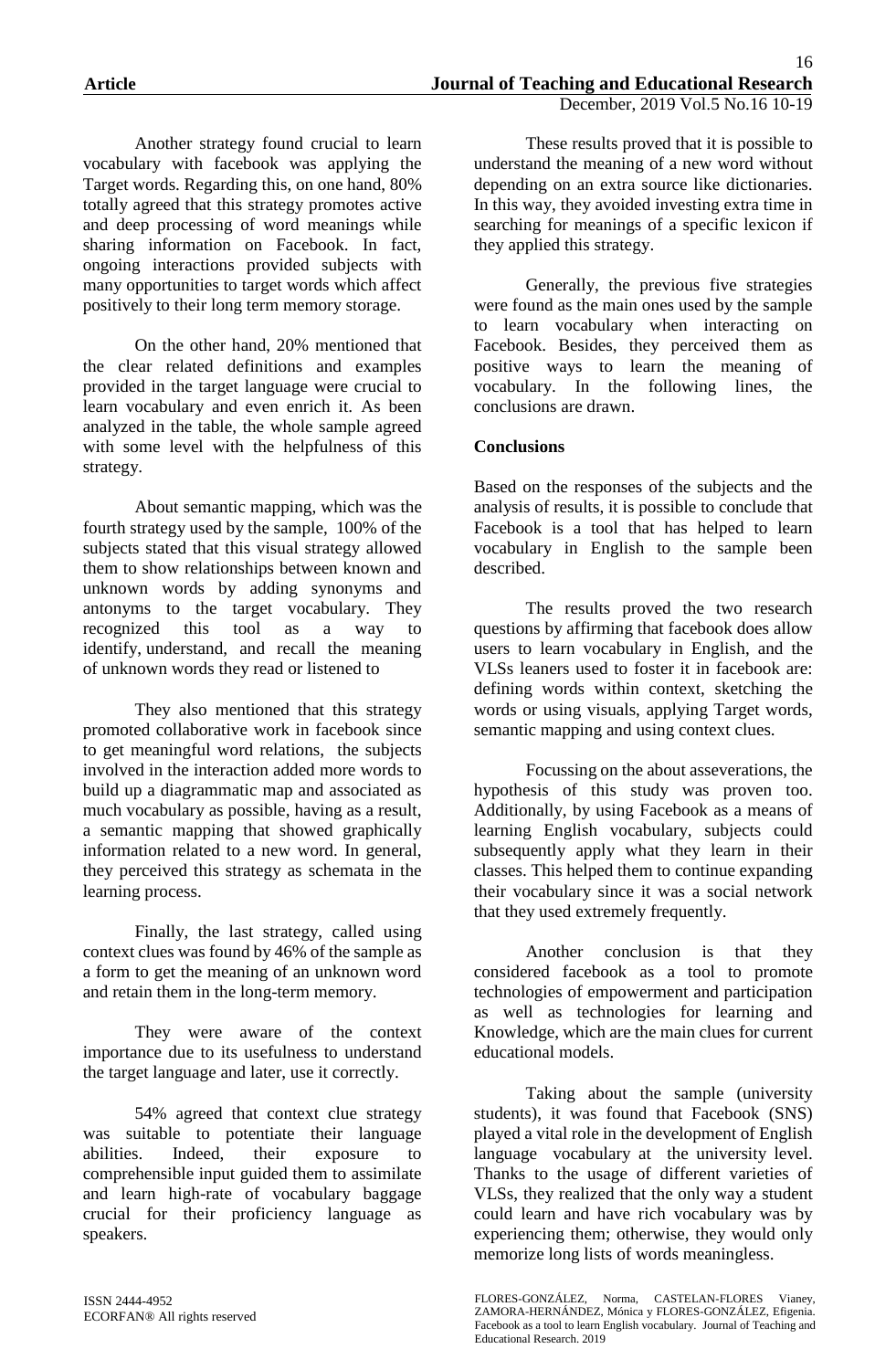Another strategy found crucial to learn vocabulary with facebook was applying the Target words. Regarding this, on one hand, 80% totally agreed that this strategy promotes active and deep processing of word meanings while sharing information on Facebook. In fact, ongoing interactions provided subjects with many opportunities to target words which affect positively to their long term memory storage.

On the other hand, 20% mentioned that the clear related definitions and examples provided in the target language were crucial to learn vocabulary and even enrich it. As been analyzed in the table, the whole sample agreed with some level with the helpfulness of this strategy.

About semantic mapping, which was the fourth strategy used by the sample, 100% of the subjects stated that this visual strategy allowed them to show relationships between known and unknown words by adding synonyms and antonyms to the target vocabulary. They recognized this tool as a way to identify, understand, and recall the meaning of unknown words they read or listened to

They also mentioned that this strategy promoted collaborative work in facebook since to get meaningful word relations, the subjects involved in the interaction added more words to build up a diagrammatic map and associated as much vocabulary as possible, having as a result, a semantic mapping that showed graphically information related to a new word. In general, they perceived this strategy as schemata in the learning process.

Finally, the last strategy, called using context clues was found by 46% of the sample as a form to get the meaning of an unknown word and retain them in the long-term memory.

They were aware of the context importance due to its usefulness to understand the target language and later, use it correctly.

54% agreed that context clue strategy was suitable to potentiate their language abilities. Indeed, their exposure to comprehensible input guided them to assimilate and learn high-rate of vocabulary baggage crucial for their proficiency language as speakers.

These results proved that it is possible to understand the meaning of a new word without depending on an extra source like dictionaries. In this way, they avoided investing extra time in searching for meanings of a specific lexicon if they applied this strategy.

Generally, the previous five strategies were found as the main ones used by the sample to learn vocabulary when interacting on Facebook. Besides, they perceived them as positive ways to learn the meaning of vocabulary. In the following lines, the conclusions are drawn.

**Conclusions**

Based on the responses of the subjects and the analysis of results, it is possible to conclude that Facebook is a tool that has helped to learn vocabulary in English to the sample been described.

The results proved the two research questions by affirming that facebook does allow users to learn vocabulary in English, and the VLSs leaners used to foster it in facebook are: defining words within context, sketching the words or using visuals, applying Target words, semantic mapping and using context clues.

Focussing on the about asseverations, the hypothesis of this study was proven too. Additionally, by using Facebook as a means of learning English vocabulary, subjects could subsequently apply what they learn in their classes. This helped them to continue expanding their vocabulary since it was a social network that they used extremely frequently.

Another conclusion is that they considered facebook as a tool to promote technologies of empowerment and participation as well as technologies for learning and Knowledge, which are the main clues for current educational models.

Taking about the sample (university students), it was found that Facebook (SNS) played a vital role in the development of English language vocabulary at the university level. Thanks to the usage of different varieties of VLSs, they realized that the only way a student could learn and have rich vocabulary was by experiencing them; otherwise, they would only memorize long lists of words meaningless.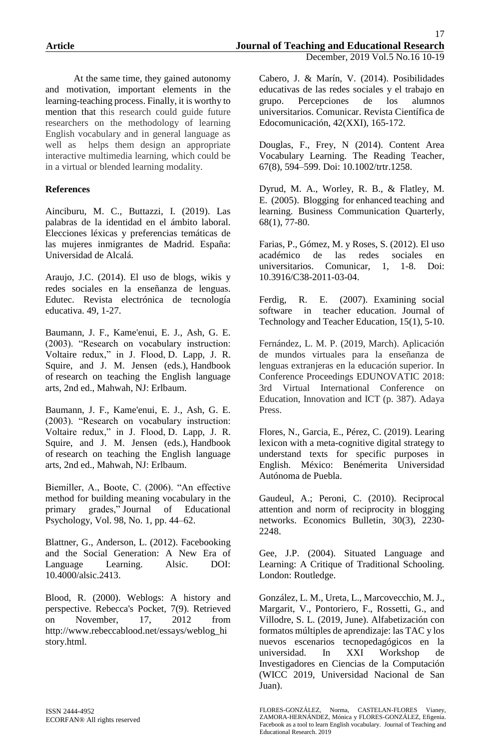At the same time, they gained autonomy and motivation, important elements in the learning-teaching process. Finally, it is worthy to mention that this research could guide future researchers on the methodology of learning English vocabulary and in general language as well as helps them design an appropriate interactive multimedia learning, which could be in a virtual or blended learning modality.

## References

Ainciburu, M. C., Buttazzi, I. (2019). Las palabras de la identidad en el ámbito laboral. Elecciones léxicas y preferencias temáticas de las mujeres inmigrantes de Madrid. España: Universidad de Alcalá.

Araujo, J.C. (2014). El uso de blogs, wikis y redes sociales en la enseñanza de lenguas. Edutec. Revista electrónica de tecnología educativa. 49, 1-27.

Baumann, J. F., Kame'enui, E. J., Ash, G. E. (2003). "Research on vocabulary instruction: Voltaire redux," in J. Flood, D. Lapp, J. R. Squire, and J. M. Jensen (eds.), Handbook of research on teaching the English language arts, 2nd ed., Mahwah, NJ: Erlbaum.

Baumann, J. F., Kame'enui, E. J., Ash, G. E. (2003). "Research on vocabulary instruction: Voltaire redux," in J. Flood, D. Lapp, J. R. Squire, and J. M. Jensen (eds.), Handbook of research on teaching the English language arts, 2nd ed., Mahwah, NJ: Erlbaum.

Biemiller, A., Boote, C. (2006). "An effective method for building meaning vocabulary in the primary grades," Journal of Educational Psychology, Vol. 98, No. 1, pp. 44–62.

Blattner, G., Anderson, L. (2012). Facebooking and the Social Generation: A New Era of Language Learning. Alsic. DOI: 10.4000/alsic.2413.

Blood, R. (2000). Weblogs: A history and perspective. Rebecca's Pocket, 7(9). Retrieved on November, 17, 2012 from http://www.rebeccablood.net/essays/weblog_history.html.

Cabero, J. & Marín, V. (2014). Posibilidades educativas de las redes sociales y el trabajo en grupo. Percepciones de los alumnos universitarios. Comunicar. Revista Científica de Edocomunicación, 42(XXI), 165-172.

Douglas, F., Frey, N (2014). Content Area Vocabulary Learning. The Reading Teacher, 67(8), 594–599. Doi: 10.1002/trtr.1258.

Dyrud, M. A., Worley, R. B., & Flatley, M. E. (2005). Blogging for enhanced teaching and learning. Business Communication Quarterly, 68(1), 77-80.

Farias, P., Gómez, M. y Roses, S. (2012). El uso académico de las redes sociales en universitarios. Comunicar, 1, 1-8. Doi: 10.3916/C38-2011-03-04.

Ferdig, R. E. (2007). Examining social software in teacher education. Journal of Technology and Teacher Education, 15(1), 5-10.

Fernández, L. M. P. (2019, March). Aplicación de mundos virtuales para la enseñanza de lenguas extranjeras en la educación superior. In Conference Proceedings EDUNOVATIC 2018: 3rd Virtual International Conference on Education, Innovation and ICT (p. 387). Adaya Press.

Flores, N., Garcia, E., Pérez, C. (2019). Learing lexicon with a meta-cognitive digital strategy to understand texts for specific purposes in English. México: Benémerita Universidad Autónoma de Puebla.

Gaudeul, A.; Peroni, C. (2010). Reciprocal attention and norm of reciprocity in blogging networks. Economics Bulletin, 30(3), 2230-2248.

Gee, J.P. (2004). Situated Language and Learning: A Critique of Traditional Schooling. London: Routledge.

González, L. M., Ureta, L., Marcovecchio, M. J., Margarit, V., Pontoriero, F., Rossetti, G., and Villodre, S. L. (2019, June). Alfabetización con formatos múltiples de aprendizaje: las TAC y los nuevos escenarios tecnopedagógicos en la universidad. In XXI Workshop de Investigadores en Ciencias de la Computación (WICC 2019, Universidad Nacional de San Juan).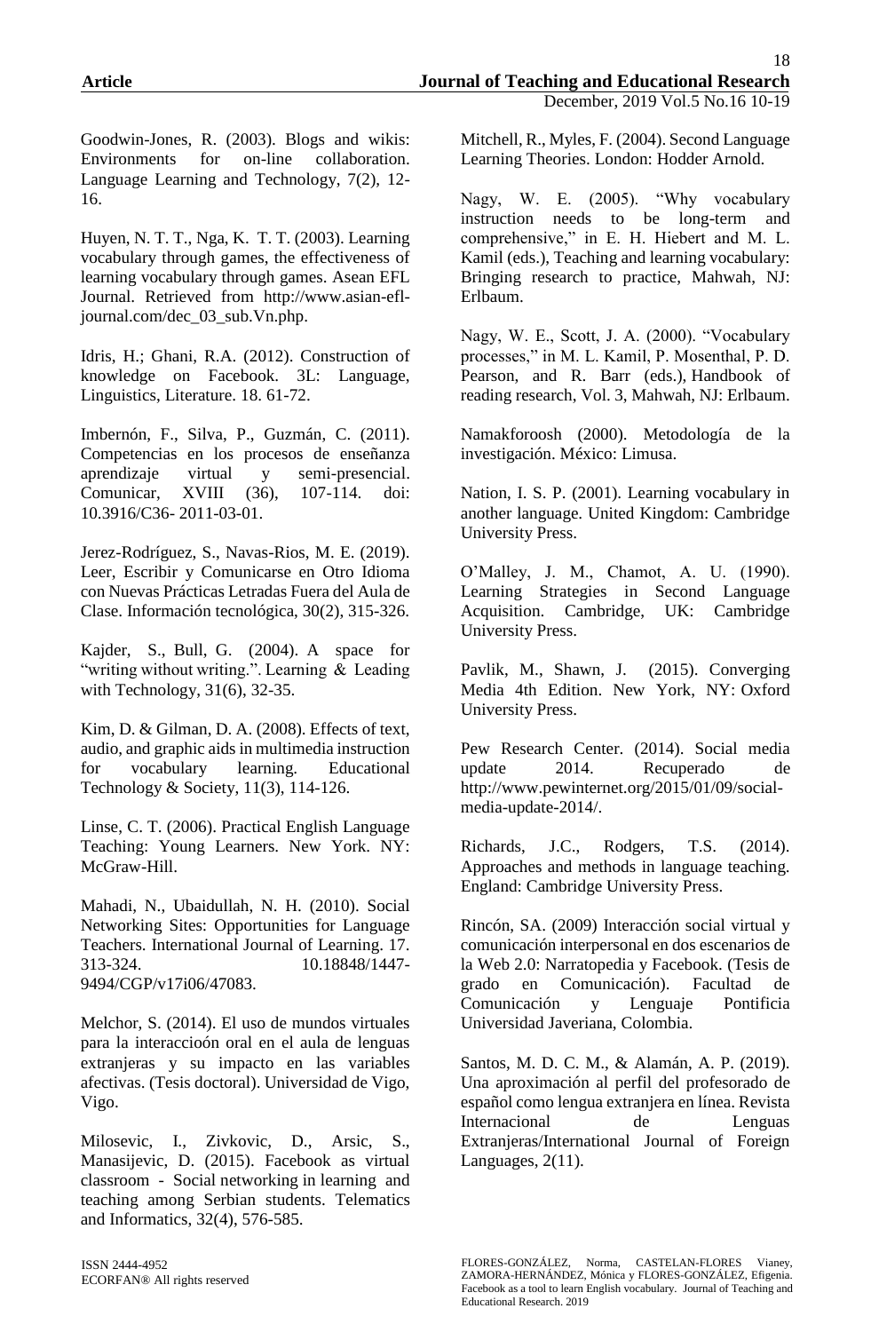Goodwin-Jones, R. (2003). Blogs and wikis: Environments for on-line collaboration. Language Learning and Technology, 7(2), 12-16.

Huyen, N. T. T., Nga, K. T. T. (2003). Learning vocabulary through games, the effectiveness of learning vocabulary through games. Asean EFL Journal. Retrieved from http://www.asian-efl-journal.com/dec_03_sub.Vn.php.

Idris, H.; Ghani, R.A. (2012). Construction of knowledge on Facebook. 3L: Language, Linguistics, Literature. 18. 61-72.

Imbernón, F., Silva, P., Guzmán, C. (2011). Competencias en los procesos de enseñanza aprendizaje virtual y semi-presencial. Comunicar, XVIII (36), 107-114. doi: 10.3916/C36- 2011-03-01.

Jerez-Rodríguez, S., Navas-Rios, M. E. (2019). Leer, Escribir y Comunicarse en Otro Idioma con Nuevas Prácticas Letradas Fuera del Aula de Clase. Información tecnológica, 30(2), 315-326.

Kajder, S., Bull, G. (2004). A space for "writing without writing.". Learning & Leading with Technology, 31(6), 32-35.

Kim, D. & Gilman, D. A. (2008). Effects of text, audio, and graphic aids in multimedia instruction for vocabulary learning. Educational Technology & Society, 11(3), 114-126.

Linse, C. T. (2006). Practical English Language Teaching: Young Learners. New York. NY: McGraw-Hill.

Mahadi, N., Ubaidullah, N. H. (2010). Social Networking Sites: Opportunities for Language Teachers. International Journal of Learning. 17. 313-324. 10.18848/1447-9494/CGP/v17i06/47083.

Melchor, S. (2014). El uso de mundos virtuales para la interaccioón oral en el aula de lenguas extranjeras y su impacto en las variables afectivas. (Tesis doctoral). Universidad de Vigo, Vigo.

Milosevic, I., Zivkovic, D., Arsic, S., Manasijevic, D. (2015). Facebook as virtual classroom - Social networking in learning and teaching among Serbian students. Telematics and Informatics, 32(4), 576-585.

Mitchell, R., Myles, F. (2004). Second Language Learning Theories. London: Hodder Arnold.

Nagy, W. E. (2005). "Why vocabulary instruction needs to be long-term and comprehensive," in E. H. Hiebert and M. L. Kamil (eds.), Teaching and learning vocabulary: Bringing research to practice, Mahwah, NJ: Erlbaum.

Nagy, W. E., Scott, J. A. (2000). "Vocabulary processes," in M. L. Kamil, P. Mosenthal, P. D. Pearson, and R. Barr (eds.), Handbook of reading research, Vol. 3, Mahwah, NJ: Erlbaum.

Namakforoosh (2000). Metodología de la investigación. México: Limusa.

Nation, I. S. P. (2001). Learning vocabulary in another language. United Kingdom: Cambridge University Press.

O'Malley, J. M., Chamot, A. U. (1990). Learning Strategies in Second Language Acquisition. Cambridge, UK: Cambridge University Press.

Pavlik, M., Shawn, J. (2015). Converging Media 4th Edition. New York, NY: Oxford University Press.

Pew Research Center. (2014). Social media update 2014. Recuperado de http://www.pewinternet.org/2015/01/09/social-media-update-2014/.

Richards, J.C., Rodgers, T.S. (2014). Approaches and methods in language teaching. England: Cambridge University Press.

Rincón, SA. (2009) Interacción social virtual y comunicación interpersonal en dos escenarios de la Web 2.0: Narratopedia y Facebook. (Tesis de grado en Comunicación). Facultad de Comunicación y Lenguaje Pontificia Universidad Javeriana, Colombia.

Santos, M. D. C. M., & Alamán, A. P. (2019). Una aproximación al perfil del profesorado de español como lengua extranjera en línea. Revista Internacional de Lenguas Extranjeras/International Journal of Foreign Languages, 2(11).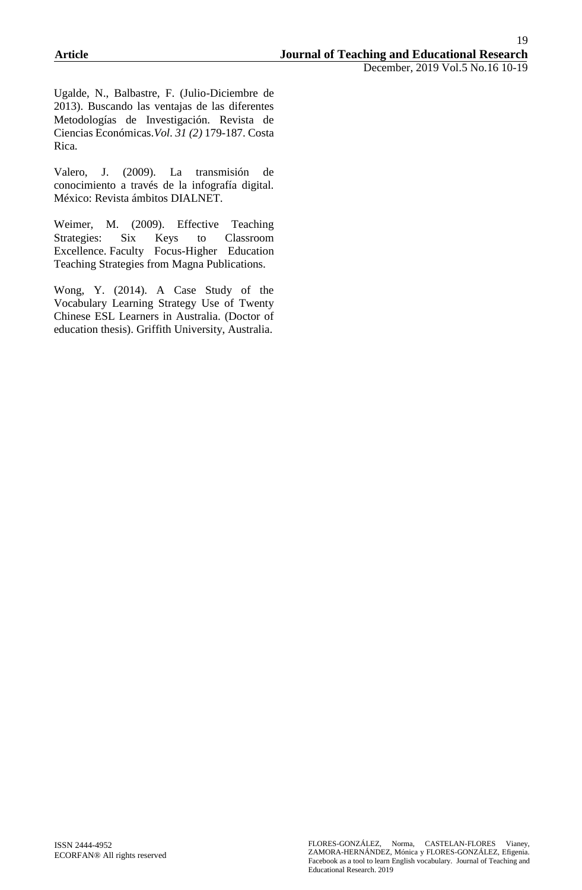Ugalde, N., Balbastre, F. (Julio-Diciembre de 2013). Buscando las ventajas de las diferentes Metodologías de Investigación. Revista de Ciencias Económicas.*Vol. 31 (2)* 179-187. Costa Rica.

Valero, J. (2009). La transmisión de conocimiento a través de la infografía digital. México: Revista ámbitos DIALNET.

Weimer, M. (2009). Effective Teaching Strategies: Six Keys to Classroom Excellence. Faculty Focus-Higher Education Teaching Strategies from Magna Publications.

Wong, Y. (2014). A Case Study of the Vocabulary Learning Strategy Use of Twenty Chinese ESL Learners in Australia. (Doctor of education thesis). Griffith University, Australia.